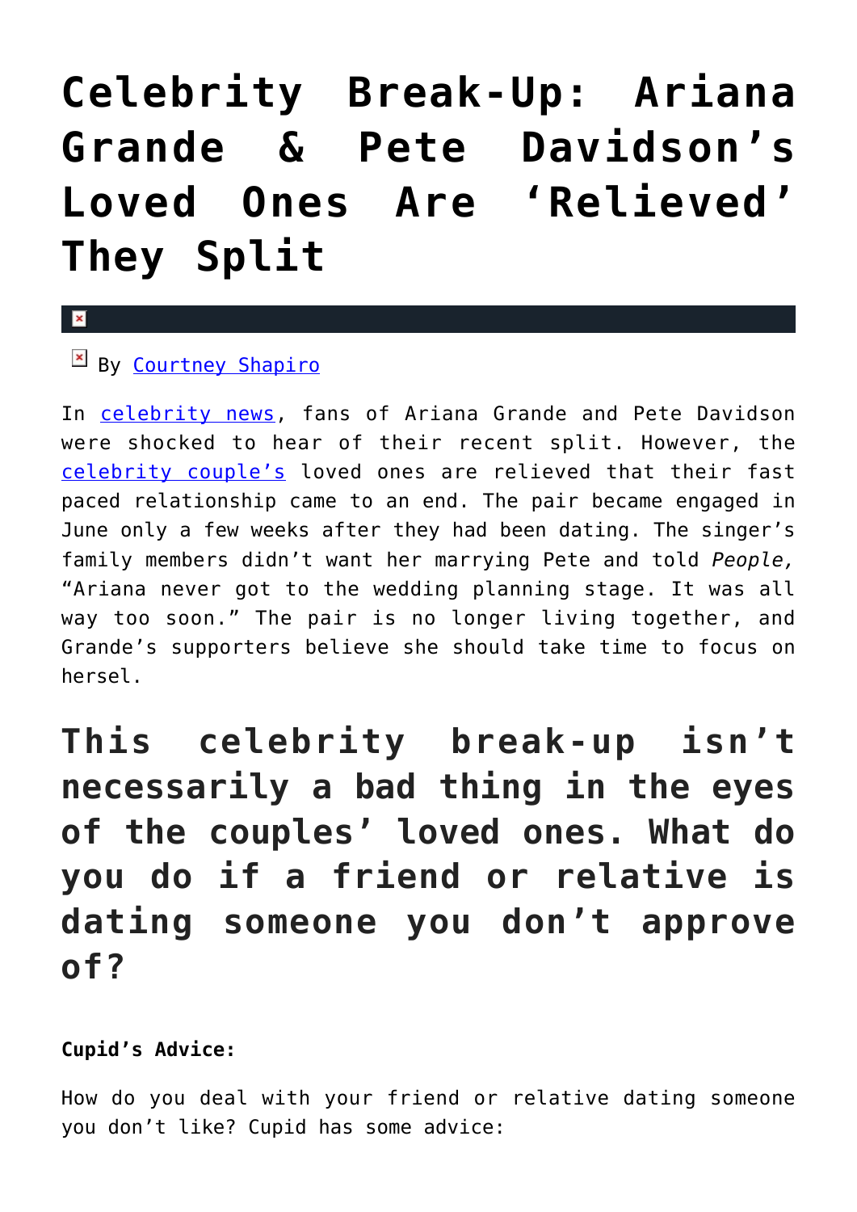# Celebrity Break-Up: Ariana Grande & Pete Davidson's Loved Ones Are 'Relieved' They Split

By Courtney Shapiro

In celebrity news, fans of Ariana Grande and Pete Davidson were shocked to hear of their recent split. However, the celebrity couple's loved ones are relieved that their fast paced relationship came to an end. The pair became engaged in June only a few weeks after they had been dating. The singer's family members didn't want her marrying Pete and told *People,* "Ariana never got to the wedding planning stage. It was all way too soon." The pair is no longer living together, and Grande's supporters believe she should take time to focus on hersel.

## This celebrity break-up isn't necessarily a bad thing in the eyes of the couples' loved ones. What do you do if a friend or relative is dating someone you don't approve of?

**Cupid's Advice:**

How do you deal with your friend or relative dating someone you don't like? Cupid has some advice: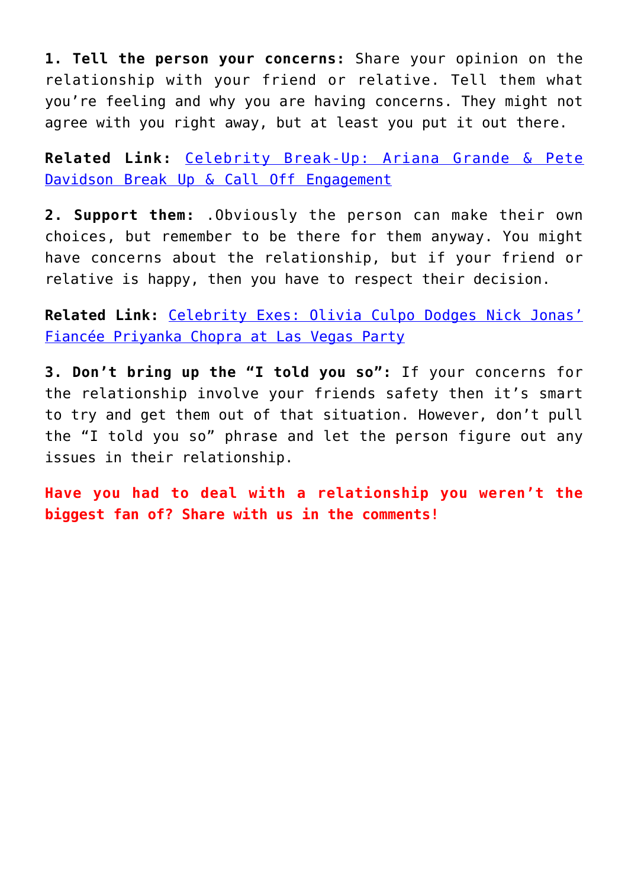**1. Tell the person your concerns:** Share your opinion on the relationship with your friend or relative. Tell them what you're feeling and why you are having concerns. They might not agree with you right away, but at least you put it out there.

**Related Link:** Celebrity Break-Up: Ariana Grande & Pete Davidson Break Up & Call Off Engagement

**2. Support them:** .Obviously the person can make their own choices, but remember to be there for them anyway. You might have concerns about the relationship, but if your friend or relative is happy, then you have to respect their decision.

**Related Link:** Celebrity Exes: Olivia Culpo Dodges Nick Jonas' Fiancée Priyanka Chopra at Las Vegas Party

**3. Don't bring up the "I told you so":** If your concerns for the relationship involve your friends safety then it's smart to try and get them out of that situation. However, don't pull the "I told you so" phrase and let the person figure out any issues in their relationship.

**Have you had to deal with a relationship you weren't the biggest fan of? Share with us in the comments!**